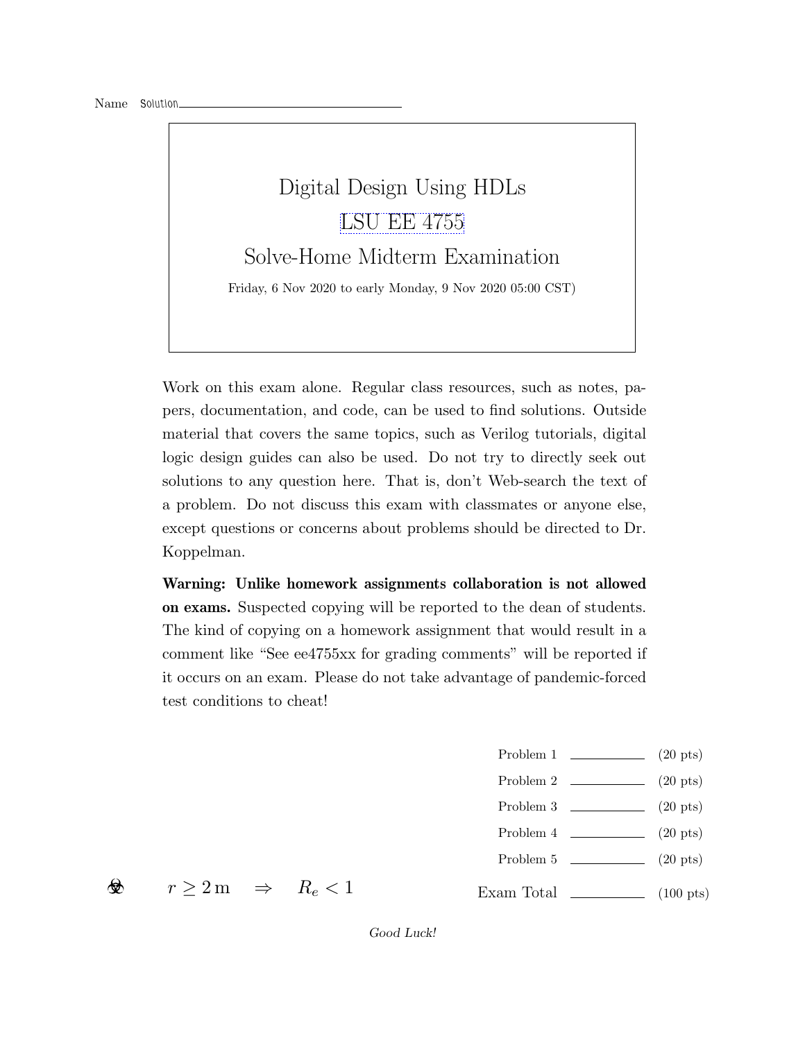Name Solution

# Digital Design Using HDLs

## LSU EE 4755

## Solve-Home Midterm Examination

Friday, 6 Nov 2020 to early Monday, 9 Nov 2020 05:00 CST)

Work on this exam alone. Regular class resources, such as notes, papers, documentation, and code, can be used to find solutions. Outside material that covers the same topics, such as Verilog tutorials, digital logic design guides can also be used. Do not try to directly seek out solutions to any question here. That is, don't Web-search the text of a problem. Do not discuss this exam with classmates or anyone else, except questions or concerns about problems should be directed to Dr. Koppelman.

**Warning: Unlike homework assignments collaboration is not allowed on exams.** Suspected copying will be reported to the dean of students. The kind of copying on a homework assignment that would result in a comment like "See ee4755xx for grading comments" will be reported if it occurs on an exam. Please do not take advantage of pandemic-forced test conditions to cheat!

| | | |
|---|---|---|
| Problem 1 | \_\_\_\_\_\_\_\_ | (20 pts) |
| Problem 2 | \_\_\_\_\_\_\_\_ | (20 pts) |
| Problem 3 | \_\_\_\_\_\_\_\_ | (20 pts) |
| Problem 4 | \_\_\_\_\_\_\_\_ | (20 pts) |
| Problem 5 | \_\_\_\_\_\_\_\_ | (20 pts) |
| Exam Total | \_\_\_\_\_\_\_\_ | (100 pts) |

☣ $r \geq 2\,\mathrm{m} \quad \Rightarrow \quad R_e < 1$

*Good Luck!*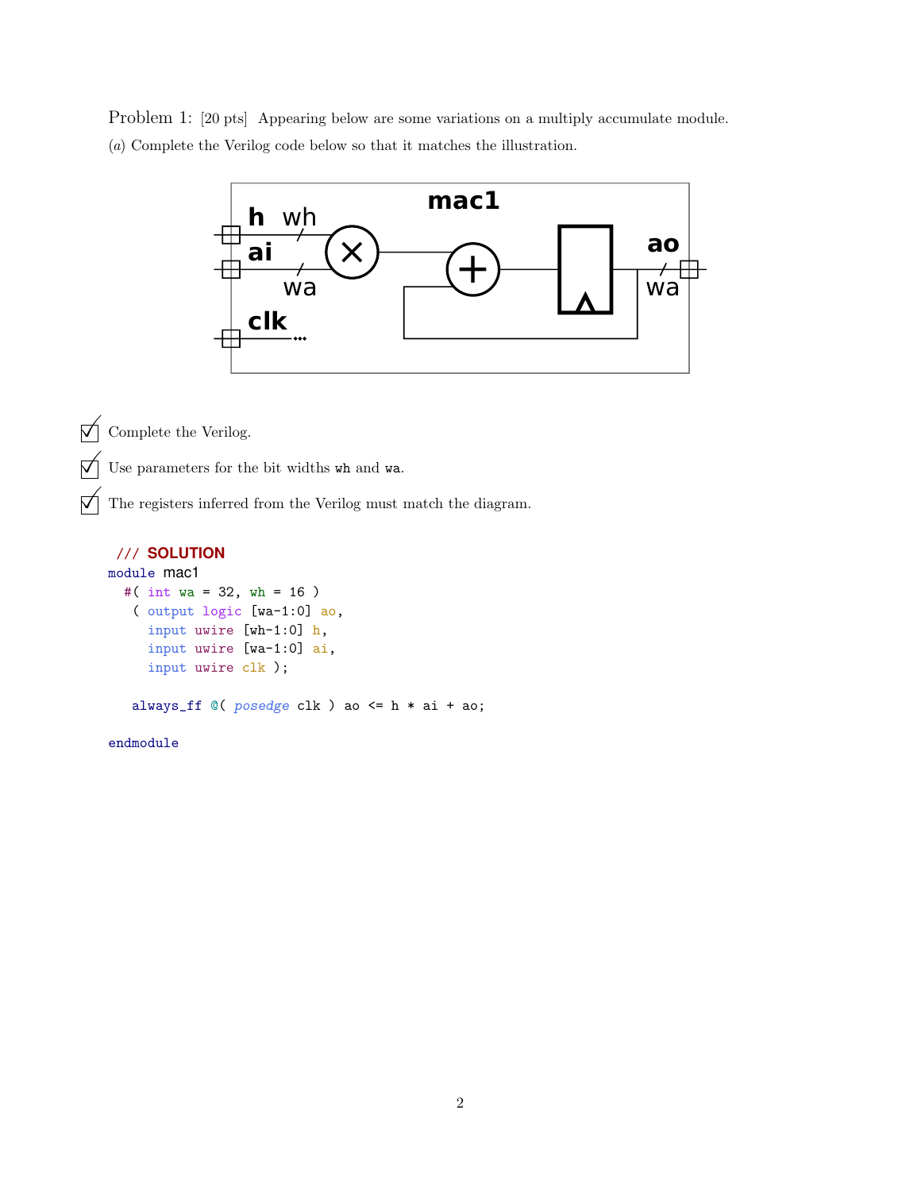Problem 1: [20 pts] Appearing below are some variations on a multiply accumulate module.

(*a*) Complete the Verilog code below so that it matches the illustration.

- [x] Complete the Verilog.
- [x] Use parameters for the bit widths `wh` and `wa`.
- [x] The registers inferred from the Verilog must match the diagram.

```
/// SOLUTION
module mac1
  #( int wa = 32, wh = 16 )
   ( output logic [wa-1:0] ao,
     input uwire [wh-1:0] h,
     input uwire [wa-1:0] ai,
     input uwire clk );

   always_ff @( posedge clk ) ao <= h * ai + ao;

endmodule
```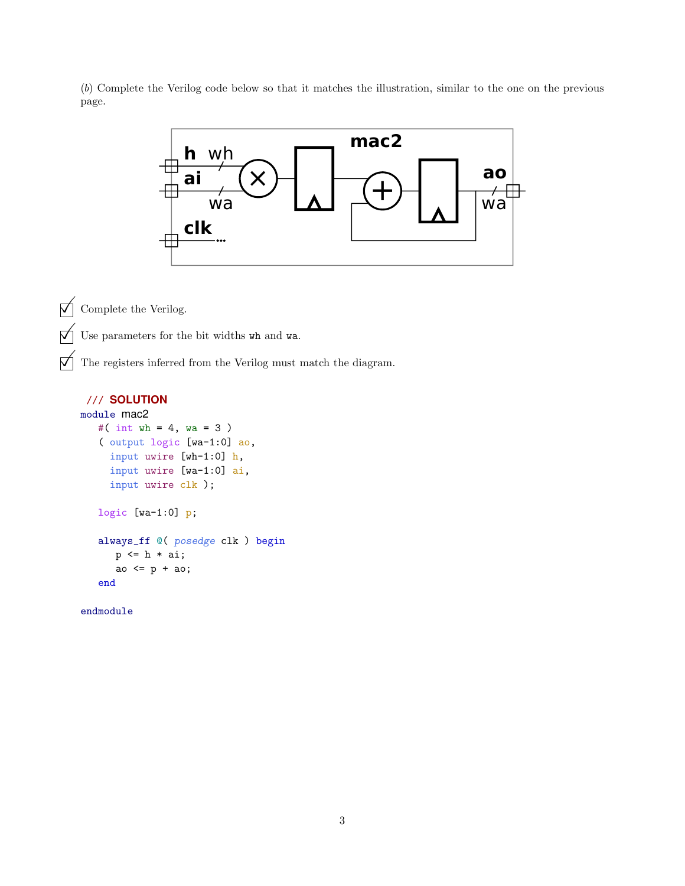(*b*) Complete the Verilog code below so that it matches the illustration, similar to the one on the previous page.

- [x] Complete the Verilog.
- [x] Use parameters for the bit widths `wh` and `wa`.
- [x] The registers inferred from the Verilog must match the diagram.

```
/// SOLUTION
module mac2
   #( int wh = 4, wa = 3 )
   ( output logic [wa-1:0] ao,
     input uwire [wh-1:0] h,
     input uwire [wa-1:0] ai,
     input uwire clk );

   logic [wa-1:0] p;

   always_ff @( posedge clk ) begin
      p <= h * ai;
      ao <= p + ao;
   end

endmodule
```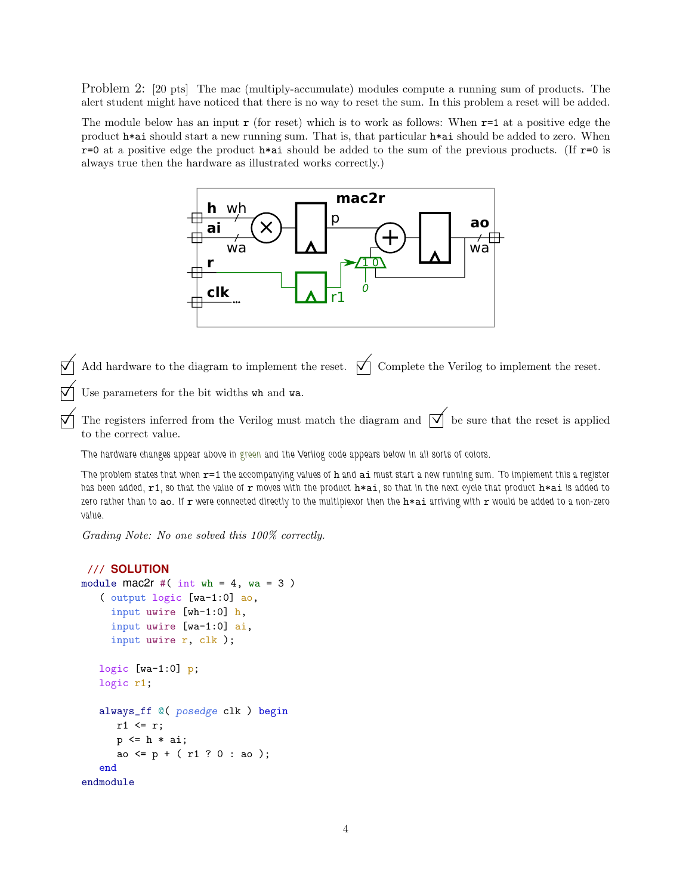Problem 2: [20 pts] The mac (multiply-accumulate) modules compute a running sum of products. The alert student might have noticed that there is no way to reset the sum. In this problem a reset will be added.

The module below has an input `r` (for reset) which is to work as follows: When `r=1` at a positive edge the product `h*ai` should start a new running sum. That is, that particular `h*ai` should be added to zero. When `r=0` at a positive edge the product `h*ai` should be added to the sum of the previous products. (If `r=0` is always true then the hardware as illustrated works correctly.)

- ☑ Add hardware to the diagram to implement the reset.
- ☑ Complete the Verilog to implement the reset.
- ☑ Use parameters for the bit widths `wh` and `wa`.
- ☑ The registers inferred from the Verilog must match the diagram and ☑ be sure that the reset is applied to the correct value.

The hardware changes appear above in green and the Verilog code appears below in all sorts of colors.

The problem states that when `r=1` the accompanying values of `h` and `ai` must start a new running sum. To implement this a register has been added, `r1`, so that the value of `r` moves with the product `h*ai`, so that in the next cycle that product `h*ai` is added to zero rather than to `ao`. If `r` were connected directly to the multiplexor then the `h*ai` arriving with `r` would be added to a non-zero value.

*Grading Note: No one solved this 100% correctly.*

```
/// SOLUTION
module mac2r #( int wh = 4, wa = 3 )
   ( output logic [wa-1:0] ao,
     input uwire [wh-1:0] h,
     input uwire [wa-1:0] ai,
     input uwire r, clk );

   logic [wa-1:0] p;
   logic r1;

   always_ff @( posedge clk ) begin
      r1 <= r;
      p <= h * ai;
      ao <= p + ( r1 ? 0 : ao );
   end
endmodule
```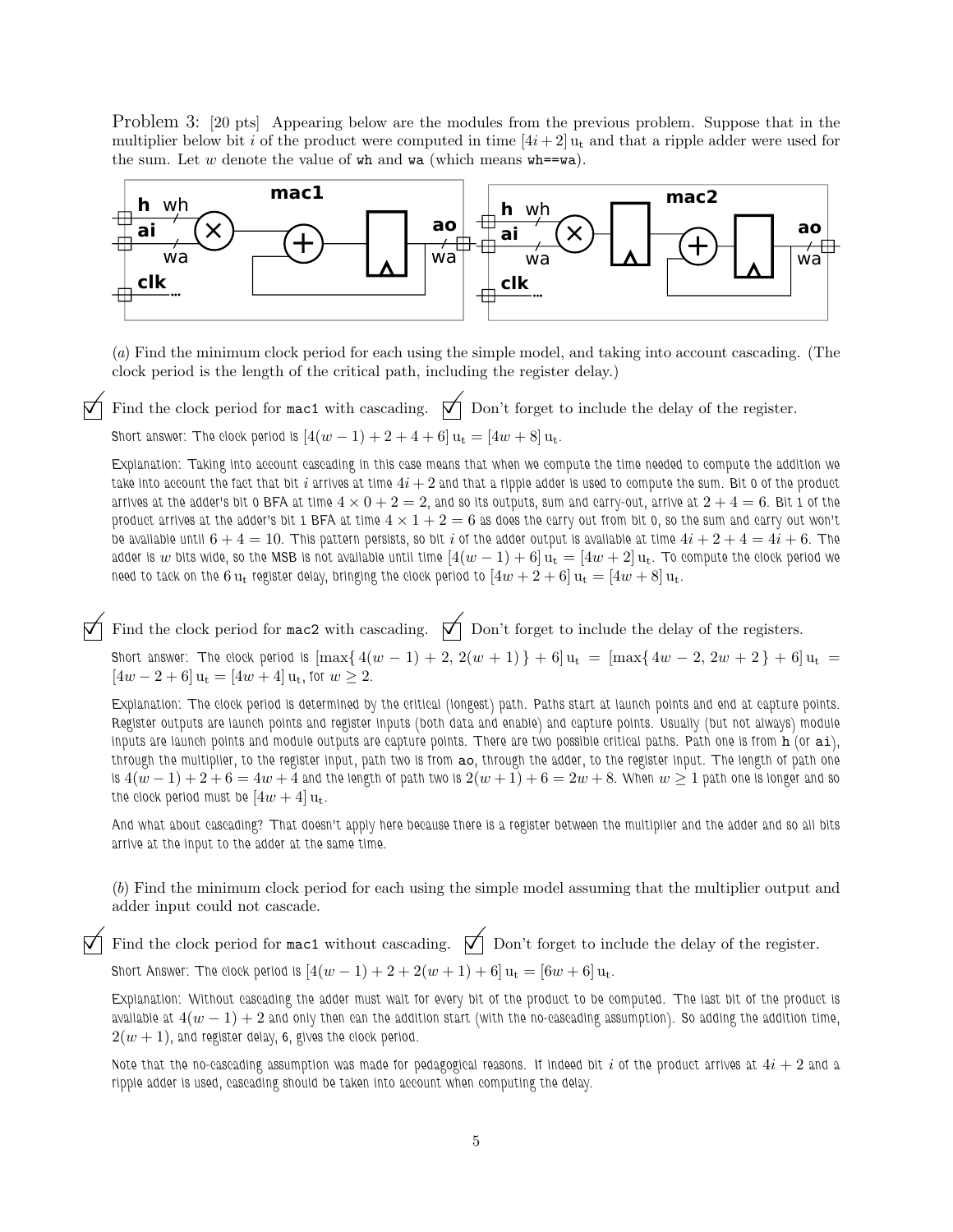Problem 3: [20 pts] Appearing below are the modules from the previous problem. Suppose that in the multiplier below bit $i$ of the product were computed in time $[4i + 2]\,\mathrm{u_t}$ and that a ripple adder were used for the sum. Let $w$ denote the value of wh and wa (which means wh==wa).

(*a*) Find the minimum clock period for each using the simple model, and taking into account cascading. (The clock period is the length of the critical path, including the register delay.)

☑ Find the clock period for mac1 with cascading. ☑ Don't forget to include the delay of the register.

Short answer: The clock period is $[4(w-1)+2+4+6]\,\mathrm{u_t} = [4w+8]\,\mathrm{u_t}$.

Explanation: Taking into account cascading in this case means that when we compute the time needed to compute the addition we take into account the fact that bit $i$ arrives at time $4i+2$ and that a ripple adder is used to compute the sum. Bit 0 of the product arrives at the adder's bit 0 BFA at time $4 \times 0 + 2 = 2$, and so its outputs, sum and carry-out, arrive at $2 + 4 = 6$. Bit 1 of the product arrives at the adder's bit 1 BFA at time $4 \times 1 + 2 = 6$ as does the carry out from bit 0, so the sum and carry out won't be available until $6 + 4 = 10$. This pattern persists, so bit $i$ of the adder output is available at time $4i + 2 + 4 = 4i + 6$. The adder is $w$ bits wide, so the MSB is not available until time $[4(w-1)+6]\,\mathrm{u_t} = [4w+2]\,\mathrm{u_t}$. To compute the clock period we need to tack on the $6\,\mathrm{u_t}$ register delay, bringing the clock period to $[4w+2+6]\,\mathrm{u_t} = [4w+8]\,\mathrm{u_t}$.

☑ Find the clock period for mac2 with cascading. ☑ Don't forget to include the delay of the registers.

Short answer: The clock period is $[\max\{\,4(w-1)+2,\ 2(w+1)\,\}+6]\,\mathrm{u_t} = [\max\{\,4w-2,\ 2w+2\,\}+6]\,\mathrm{u_t} = [4w-2+6]\,\mathrm{u_t} = [4w+4]\,\mathrm{u_t}$, for $w \geq 2$.

Explanation: The clock period is determined by the critical (longest) path. Paths start at launch points and end at capture points. Register outputs are launch points and register inputs (both data and enable) and capture points. Usually (but not always) module inputs are launch points and module outputs are capture points. There are two possible critical paths. Path one is from h (or ai), through the multiplier, to the register input, path two is from ao, through the adder, to the register input. The length of path one is $4(w-1)+2+6 = 4w+4$ and the length of path two is $2(w+1)+6 = 2w+8$. When $w \geq 1$ path one is longer and so the clock period must be $[4w+4]\,\mathrm{u_t}$.

And what about cascading? That doesn't apply here because there is a register between the multiplier and the adder and so all bits arrive at the input to the adder at the same time.

(*b*) Find the minimum clock period for each using the simple model assuming that the multiplier output and adder input could not cascade.

☑ Find the clock period for mac1 without cascading. ☑ Don't forget to include the delay of the register.

Short Answer: The clock period is $[4(w-1)+2+2(w+1)+6]\,\mathrm{u_t} = [6w+6]\,\mathrm{u_t}$.

Explanation: Without cascading the adder must wait for every bit of the product to be computed. The last bit of the product is available at $4(w-1)+2$ and only then can the addition start (with the no-cascading assumption). So adding the addition time, $2(w+1)$, and register delay, 6, gives the clock period.

Note that the no-cascading assumption was made for pedagogical reasons. If indeed bit $i$ of the product arrives at $4i+2$ and a ripple adder is used, cascading should be taken into account when computing the delay.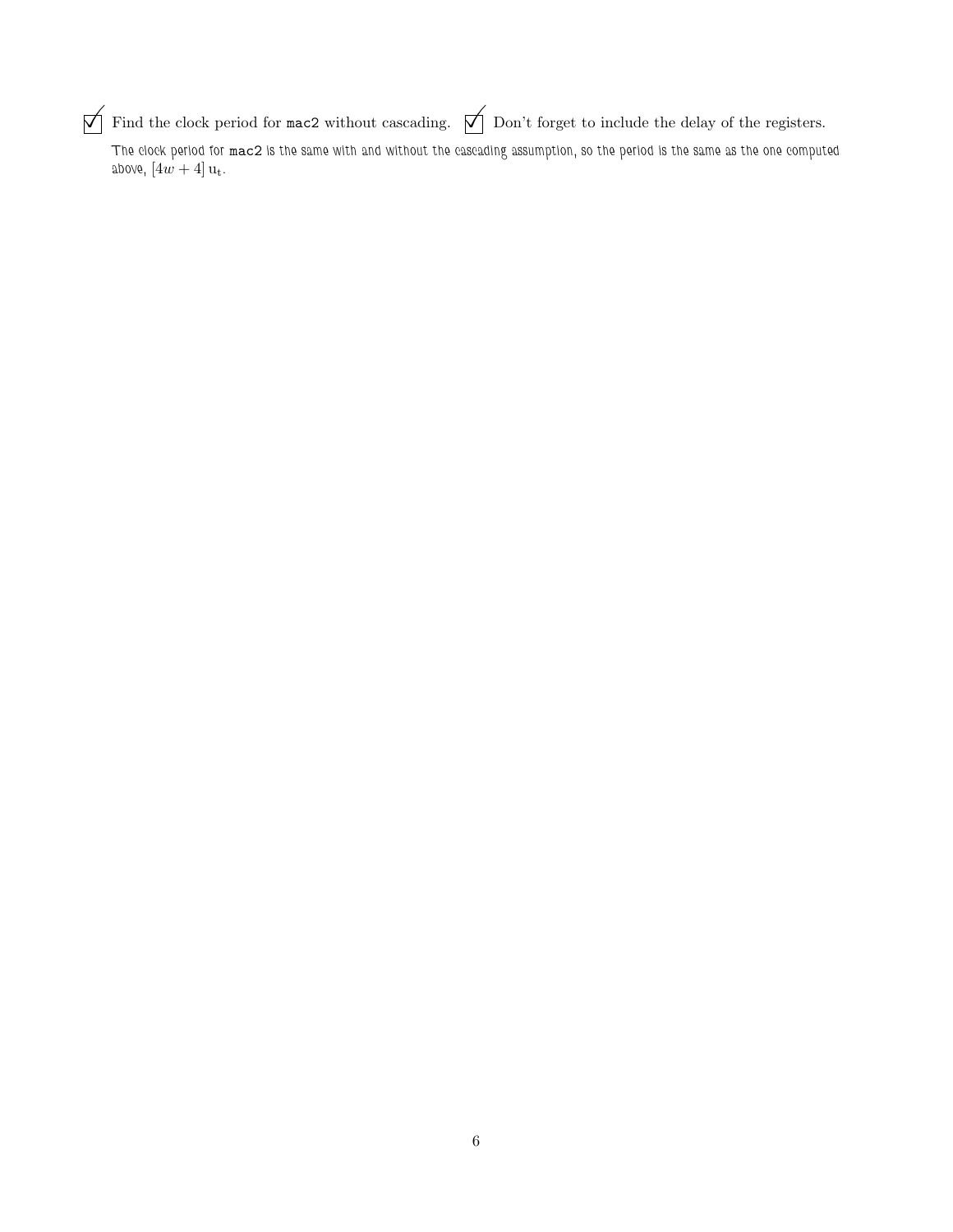☑ Find the clock period for `mac2` without cascading. ☑ Don't forget to include the delay of the registers.

The clock period for `mac2` is the same with and without the cascading assumption, so the period is the same as the one computed above, $[4w + 4]\,\mathrm{u_t}$.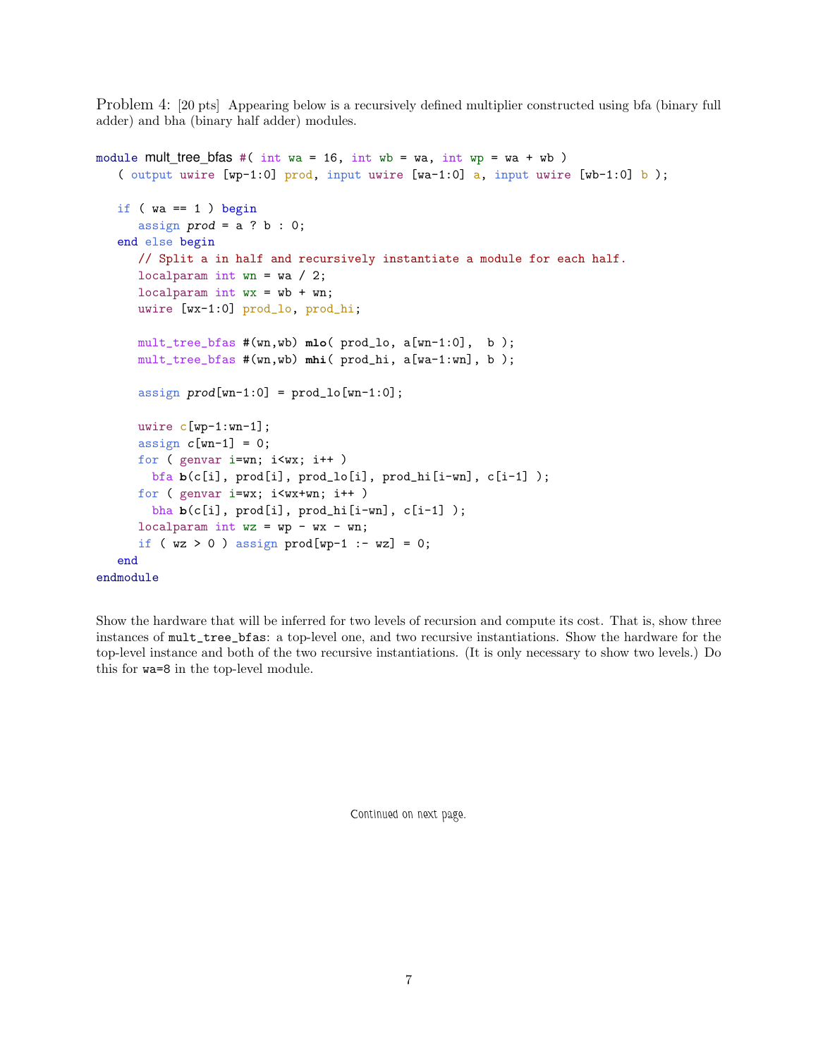Problem 4: [20 pts] Appearing below is a recursively defined multiplier constructed using bfa (binary full adder) and bha (binary half adder) modules.

```
module mult_tree_bfas #( int wa = 16, int wb = wa, int wp = wa + wb )
   ( output uwire [wp-1:0] prod, input uwire [wa-1:0] a, input uwire [wb-1:0] b );

   if ( wa == 1 ) begin
      assign prod = a ? b : 0;
   end else begin
      // Split a in half and recursively instantiate a module for each half.
      localparam int wn = wa / 2;
      localparam int wx = wb + wn;
      uwire [wx-1:0] prod_lo, prod_hi;

      mult_tree_bfas #(wn,wb) mlo( prod_lo, a[wn-1:0],  b );
      mult_tree_bfas #(wn,wb) mhi( prod_hi, a[wa-1:wn], b );

      assign prod[wn-1:0] = prod_lo[wn-1:0];

      uwire c[wp-1:wn-1];
      assign c[wn-1] = 0;
      for ( genvar i=wn; i<wx; i++ )
        bfa b(c[i], prod[i], prod_lo[i], prod_hi[i-wn], c[i-1] );
      for ( genvar i=wx; i<wx+wn; i++ )
        bha b(c[i], prod[i], prod_hi[i-wn], c[i-1] );
      localparam int wz = wp - wx - wn;
      if ( wz > 0 ) assign prod[wp-1 :- wz] = 0;
   end
endmodule
```

Show the hardware that will be inferred for two levels of recursion and compute its cost. That is, show three instances of `mult_tree_bfas`: a top-level one, and two recursive instantiations. Show the hardware for the top-level instance and both of the two recursive instantiations. (It is only necessary to show two levels.) Do this for `wa=8` in the top-level module.

Continued on next page.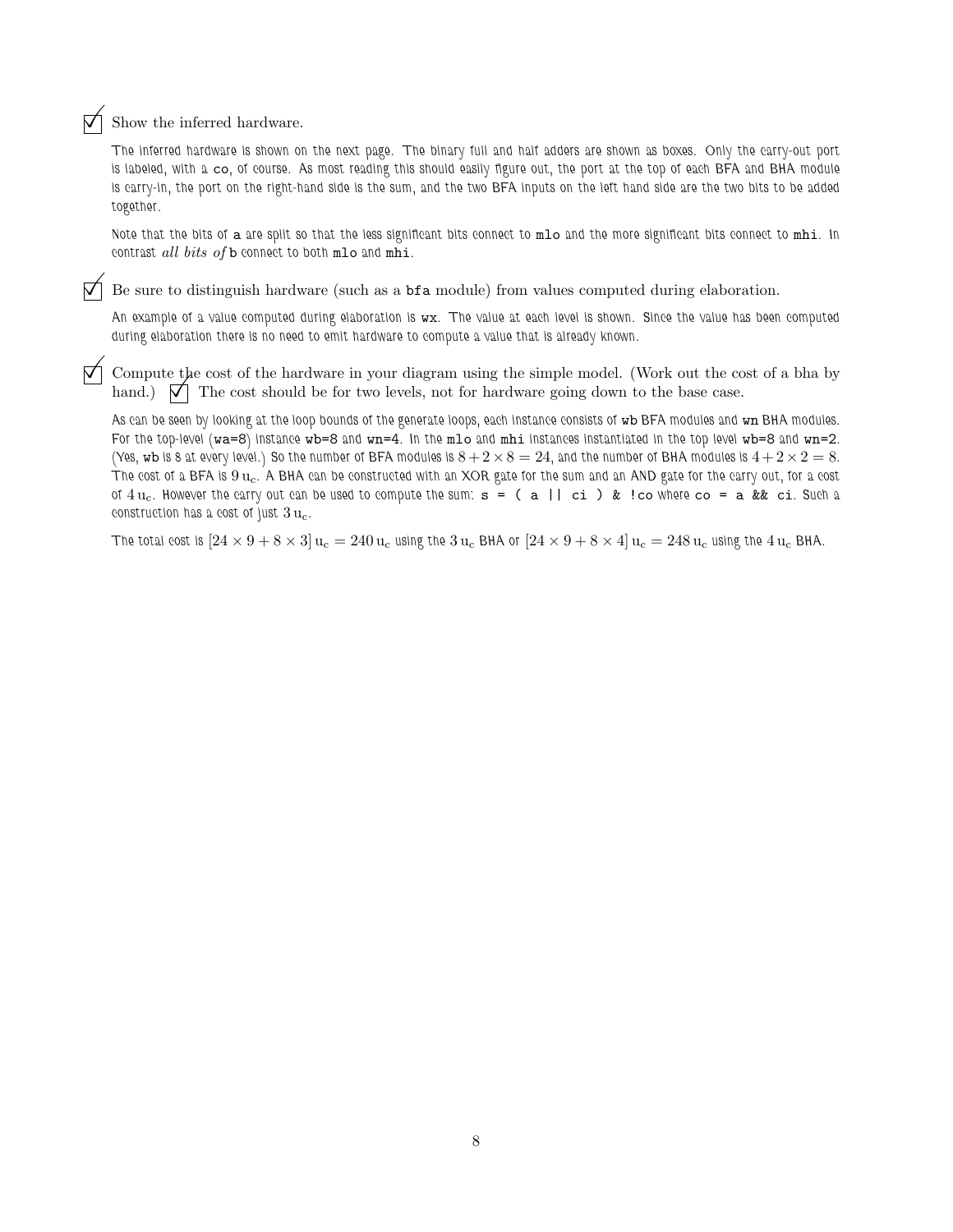☑ Show the inferred hardware.

The inferred hardware is shown on the next page. The binary full and half adders are shown as boxes. Only the carry-out port is labeled, with a `co`, of course. As most reading this should easily figure out, the port at the top of each BFA and BHA module is carry-in, the port on the right-hand side is the sum, and the two BFA inputs on the left hand side are the two bits to be added together.

Note that the bits of `a` are split so that the less significant bits connect to `mlo` and the more significant bits connect to `mhi`. In contrast *all bits of* `b` connect to both `mlo` and `mhi`.

☑ Be sure to distinguish hardware (such as a `bfa` module) from values computed during elaboration.

An example of a value computed during elaboration is `wx`. The value at each level is shown. Since the value has been computed during elaboration there is no need to emit hardware to compute a value that is already known.

☑ Compute the cost of the hardware in your diagram using the simple model. (Work out the cost of a bha by hand.) ☑ The cost should be for two levels, not for hardware going down to the base case.

As can be seen by looking at the loop bounds of the generate loops, each instance consists of `wb` BFA modules and `wn` BHA modules. For the top-level (`wa=8`) instance `wb=8` and `wn=4`. In the `mlo` and `mhi` instances instantiated in the top level `wb=8` and `wn=2`. (Yes, `wb` is 8 at every level.) So the number of BFA modules is $8+2\times 8 = 24$, and the number of BHA modules is $4+2\times 2 = 8$. The cost of a BFA is $9\,\mathrm{u_c}$. A BHA can be constructed with an XOR gate for the sum and an AND gate for the carry out, for a cost of $4\,\mathrm{u_c}$. However the carry out can be used to compute the sum: `s = ( a || ci ) & !co` where `co = a && ci`. Such a construction has a cost of just $3\,\mathrm{u_c}$.

The total cost is $[24\times 9 + 8\times 3]\,\mathrm{u_c} = 240\,\mathrm{u_c}$ using the $3\,\mathrm{u_c}$ BHA or $[24\times 9 + 8\times 4]\,\mathrm{u_c} = 248\,\mathrm{u_c}$ using the $4\,\mathrm{u_c}$ BHA.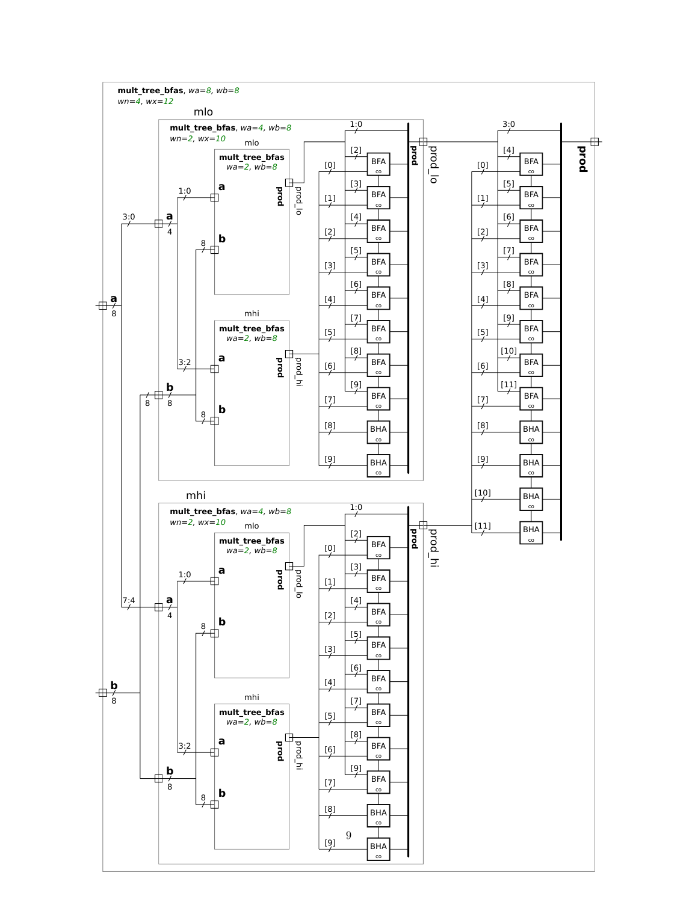**mult_tree_bfas**, *wa=8, wb=8*
*wn=4, wx=12*

mlo

**mult_tree_bfas**, *wa=4, wb=8*
*wn=2, wx=10*

mlo

**mult_tree_bfas**
*wa=2, wb=8*

mhi

**mult_tree_bfas**
*wa=2, wb=8*

mhi

**mult_tree_bfas**, *wa=4, wb=8*
*wn=2, wx=10*

mlo

**mult_tree_bfas**
*wa=2, wb=8*

mhi

**mult_tree_bfas**
*wa=2, wb=8*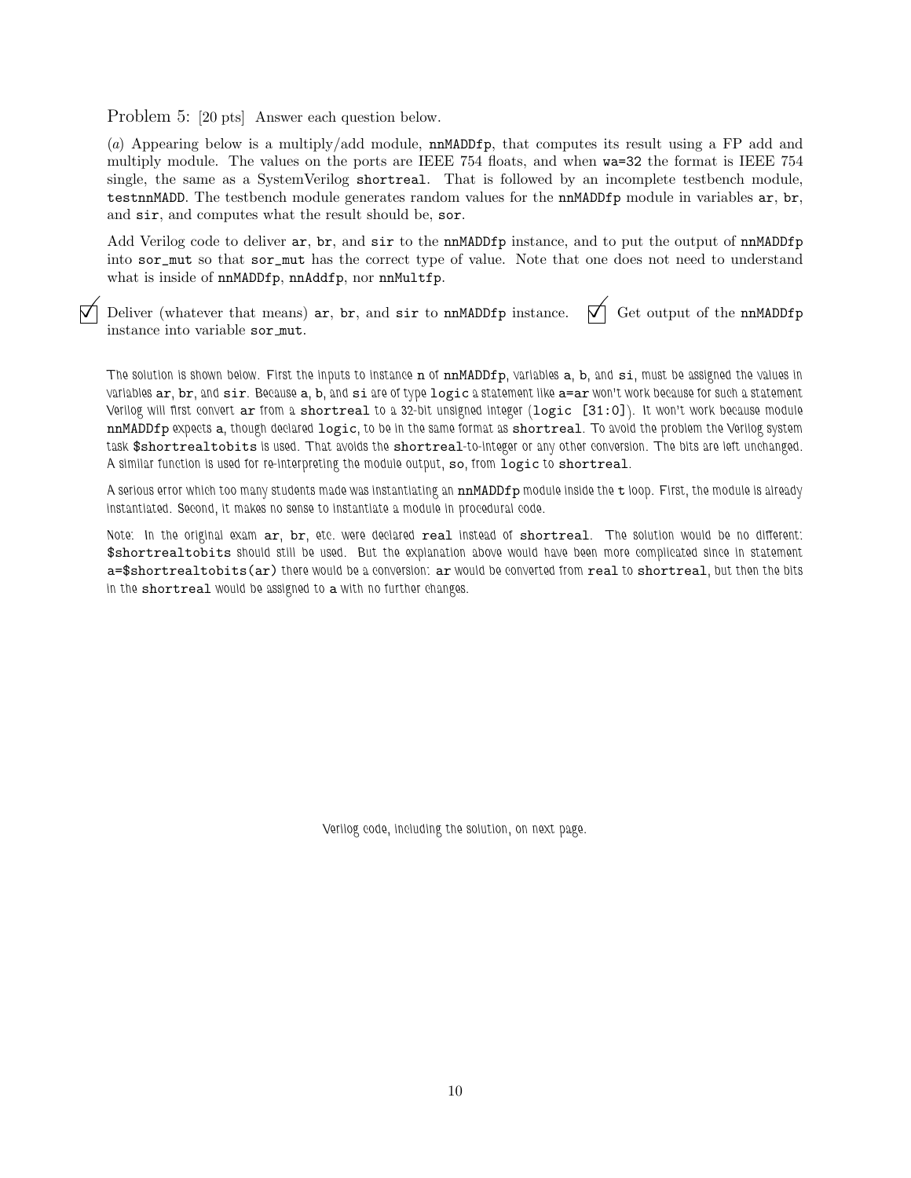Problem 5: [20 pts] Answer each question below.

(*a*) Appearing below is a multiply/add module, `nnMADDfp`, that computes its result using a FP add and multiply module. The values on the ports are IEEE 754 floats, and when `wa=32` the format is IEEE 754 single, the same as a SystemVerilog `shortreal`. That is followed by an incomplete testbench module, `testnnMADD`. The testbench module generates random values for the `nnMADDfp` module in variables `ar`, `br`, and `sir`, and computes what the result should be, `sor`.

Add Verilog code to deliver `ar`, `br`, and `sir` to the `nnMADDfp` instance, and to put the output of `nnMADDfp` into `sor_mut` so that `sor_mut` has the correct type of value. Note that one does not need to understand what is inside of `nnMADDfp`, `nnAddfp`, nor `nnMultfp`.

☑ Deliver (whatever that means) `ar`, `br`, and `sir` to `nnMADDfp` instance. ☑ Get output of the `nnMADDfp` instance into variable `sor_mut`.

The solution is shown below. First the inputs to instance `n` of `nnMADDfp`, variables `a`, `b`, and `si`, must be assigned the values in variables `ar`, `br`, and `sir`. Because `a`, `b`, and `si` are of type `logic` a statement like `a=ar` won't work because for such a statement Verilog will first convert `ar` from a `shortreal` to a 32-bit unsigned integer (`logic [31:0]`). It won't work because module `nnMADDfp` expects `a`, though declared `logic`, to be in the same format as `shortreal`. To avoid the problem the Verilog system task `$shortrealtobits` is used. That avoids the `shortreal`-to-integer or any other conversion. The bits are left unchanged. A similar function is used for re-interpreting the module output, `so`, from `logic` to `shortreal`.

A serious error which too many students made was instantiating an `nnMADDfp` module inside the `t` loop. First, the module is already instantiated. Second, it makes no sense to instantiate a module in procedural code.

Note: In the original exam `ar`, `br`, etc. were declared `real` instead of `shortreal`. The solution would be no different: `$shortrealtobits` should still be used. But the explanation above would have been more complicated since in statement `a=$shortrealtobits(ar)` there would be a conversion: `ar` would be converted from `real` to `shortreal`, but then the bits in the `shortreal` would be assigned to `a` with no further changes.

Verilog code, including the solution, on next page.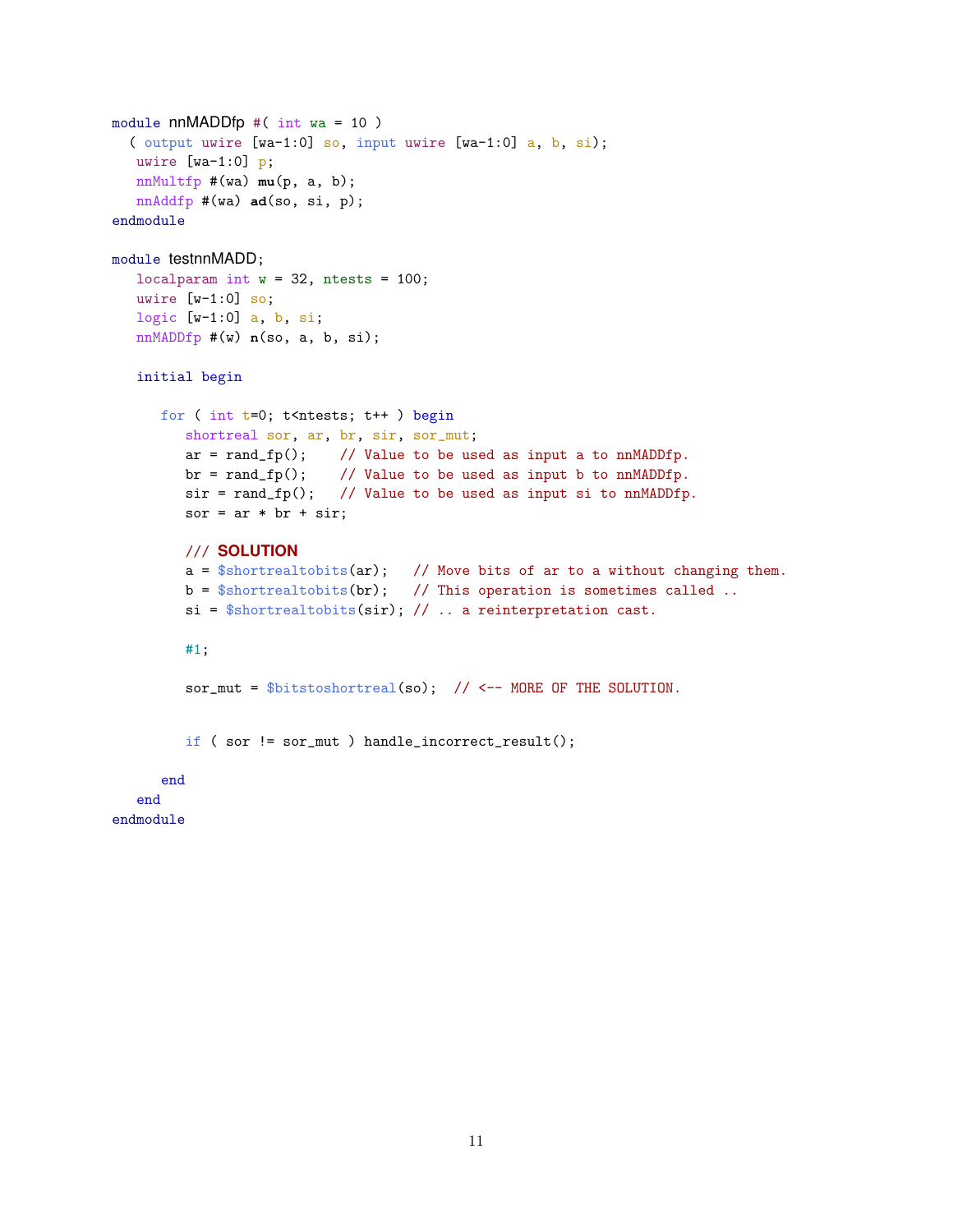```
module nnMADDfp #( int wa = 10 )
  ( output uwire [wa-1:0] so, input uwire [wa-1:0] a, b, si);
   uwire [wa-1:0] p;
   nnMultfp #(wa) mu(p, a, b);
   nnAddfp #(wa) ad(so, si, p);
endmodule

module testnnMADD;
   localparam int w = 32, ntests = 100;
   uwire [w-1:0] so;
   logic [w-1:0] a, b, si;
   nnMADDfp #(w) n(so, a, b, si);

   initial begin

      for ( int t=0; t<ntests; t++ ) begin
         shortreal sor, ar, br, sir, sor_mut;
         ar = rand_fp();    // Value to be used as input a to nnMADDfp.
         br = rand_fp();    // Value to be used as input b to nnMADDfp.
         sir = rand_fp();   // Value to be used as input si to nnMADDfp.
         sor = ar * br + sir;

         /// SOLUTION
         a = $shortrealtobits(ar);   // Move bits of ar to a without changing them.
         b = $shortrealtobits(br);   // This operation is sometimes called ..
         si = $shortrealtobits(sir); // .. a reinterpretation cast.

         #1;

         sor_mut = $bitstoshortreal(so);  // <-- MORE OF THE SOLUTION.


         if ( sor != sor_mut ) handle_incorrect_result();

      end
   end
endmodule
```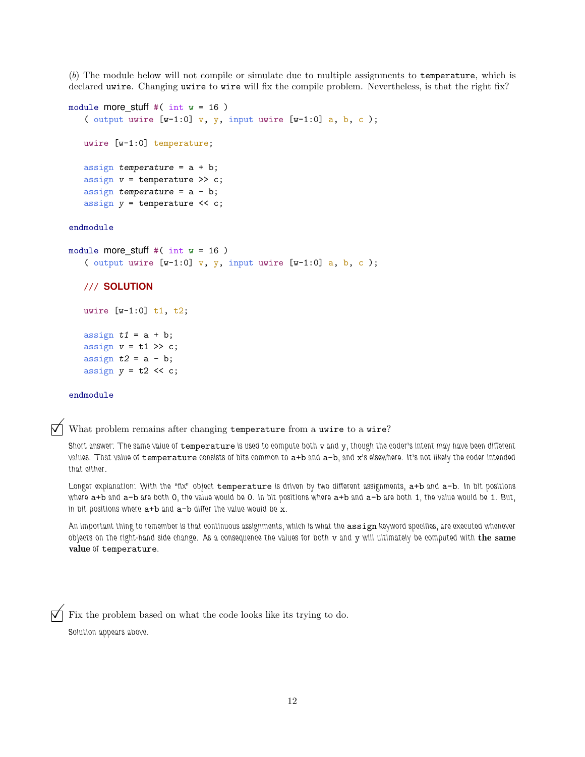(*b*) The module below will not compile or simulate due to multiple assignments to `temperature`, which is declared `uwire`. Changing `uwire` to `wire` will fix the compile problem. Nevertheless, is that the right fix?

```
module more_stuff #( int w = 16 )
   ( output uwire [w-1:0] v, y, input uwire [w-1:0] a, b, c );

   uwire [w-1:0] temperature;

   assign temperature = a + b;
   assign v = temperature >> c;
   assign temperature = a - b;
   assign y = temperature << c;

endmodule
```

```
module more_stuff #( int w = 16 )
   ( output uwire [w-1:0] v, y, input uwire [w-1:0] a, b, c );

   /// SOLUTION

   uwire [w-1:0] t1, t2;

   assign t1 = a + b;
   assign v = t1 >> c;
   assign t2 = a - b;
   assign y = t2 << c;

endmodule
```

☑ What problem remains after changing `temperature` from a `uwire` to a `wire`?

Short answer: The same value of `temperature` is used to compute both `v` and `y`, though the coder's intent may have been different values. That value of `temperature` consists of bits common to `a+b` and `a-b`, and `x`'s elsewhere. It's not likely the coder intended that either.

Longer explanation: With the "fix" object `temperature` is driven by two different assignments, `a+b` and `a-b`. In bit positions where `a+b` and `a-b` are both 0, the value would be 0. In bit positions where `a+b` and `a-b` are both 1, the value would be 1. But, in bit positions where `a+b` and `a-b` differ the value would be `x`.

An important thing to remember is that continuous assignments, which is what the `assign` keyword specifies, are executed whenever objects on the right-hand side change. As a consequence the values for both `v` and `y` will ultimately be computed with **the same value** of `temperature`.

☑ Fix the problem based on what the code looks like its trying to do.

Solution appears above.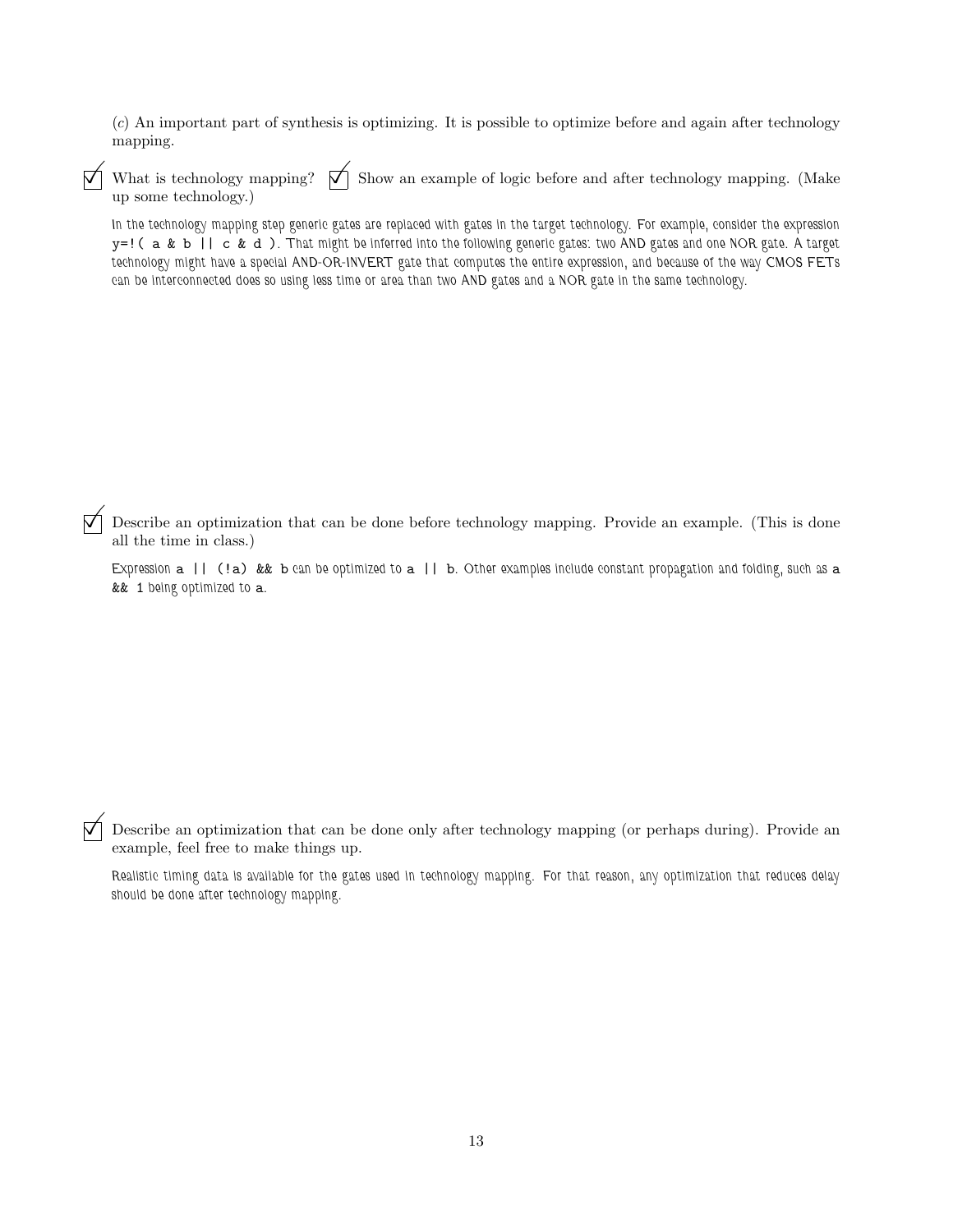(*c*) An important part of synthesis is optimizing. It is possible to optimize before and again after technology mapping.

☑ What is technology mapping? ☑ Show an example of logic before and after technology mapping. (Make up some technology.)

*In the technology mapping step generic gates are replaced with gates in the target technology. For example, consider the expression* `y=!( a & b || c & d )`*. That might be inferred into the following generic gates: two AND gates and one NOR gate. A target technology might have a special AND-OR-INVERT gate that computes the entire expression, and because of the way CMOS FETs can be interconnected does so using less time or area than two AND gates and a NOR gate in the same technology.*

☑ Describe an optimization that can be done before technology mapping. Provide an example. (This is done all the time in class.)

*Expression* `a || (!a) && b` *can be optimized to* `a || b`*. Other examples include constant propagation and folding, such as* `a && 1` *being optimized to* `a`*.*

☑ Describe an optimization that can be done only after technology mapping (or perhaps during). Provide an example, feel free to make things up.

*Realistic timing data is available for the gates used in technology mapping. For that reason, any optimization that reduces delay should be done after technology mapping.*